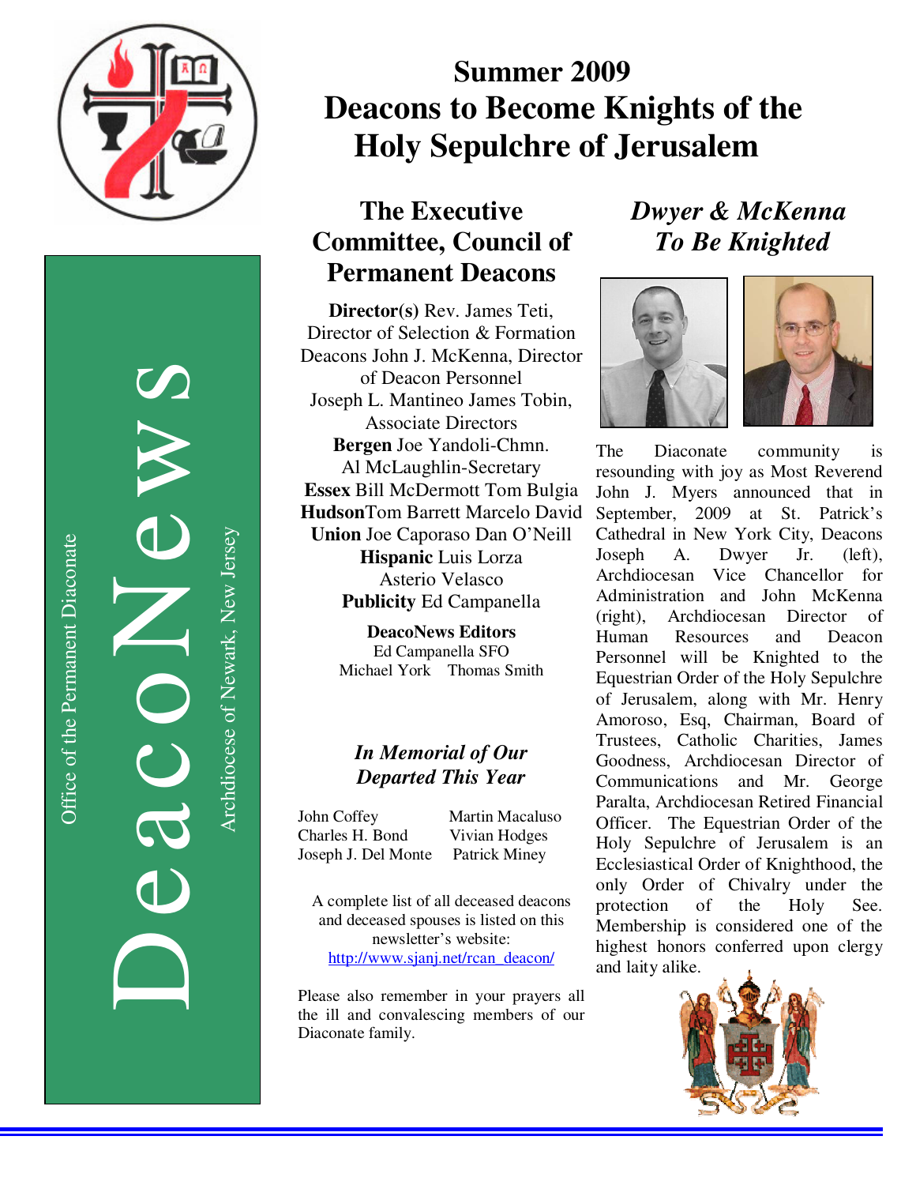# DeacoNews

Office of the Permanent Diaconate

Archdiocese of Newark, New Jersey

# Summer 2009
# Deacons to Become Knights of the Holy Sepulchre of Jerusalem

## The Executive Committee, Council of Permanent Deacons

**Director(s)** Rev. James Teti, Director of Selection & Formation
Deacons John J. McKenna, Director of Deacon Personnel
Joseph L. Mantineo James Tobin, Associate Directors
**Bergen** Joe Yandoli-Chmn.
Al McLaughlin-Secretary
**Essex** Bill McDermott Tom Bulgia
**Hudson** Tom Barrett Marcelo David
**Union** Joe Caporaso Dan O'Neill
**Hispanic** Luis Lorza
Asterio Velasco
**Publicity** Ed Campanella

**DeacoNews Editors**
Ed Campanella SFO
Michael York Thomas Smith

### *In Memorial of Our Departed This Year*

| | |
|---|---|
| John Coffey | Martin Macaluso |
| Charles H. Bond | Vivian Hodges |
| Joseph J. Del Monte | Patrick Miney |

A complete list of all deceased deacons and deceased spouses is listed on this newsletter's website: http://www.sjanj.net/rcan_deacon/

Please also remember in your prayers all the ill and convalescing members of our Diaconate family.

## *Dwyer & McKenna To Be Knighted*

The Diaconate community is resounding with joy as Most Reverend John J. Myers announced that in September, 2009 at St. Patrick's Cathedral in New York City, Deacons Joseph A. Dwyer Jr. (left), Archdiocesan Vice Chancellor for Administration and John McKenna (right), Archdiocesan Director of Human Resources and Deacon Personnel will be Knighted to the Equestrian Order of the Holy Sepulchre of Jerusalem, along with Mr. Henry Amoroso, Esq, Chairman, Board of Trustees, Catholic Charities, James Goodness, Archdiocesan Director of Communications and Mr. George Paralta, Archdiocesan Retired Financial Officer. The Equestrian Order of the Holy Sepulchre of Jerusalem is an Ecclesiastical Order of Knighthood, the only Order of Chivalry under the protection of the Holy See. Membership is considered one of the highest honors conferred upon clergy and laity alike.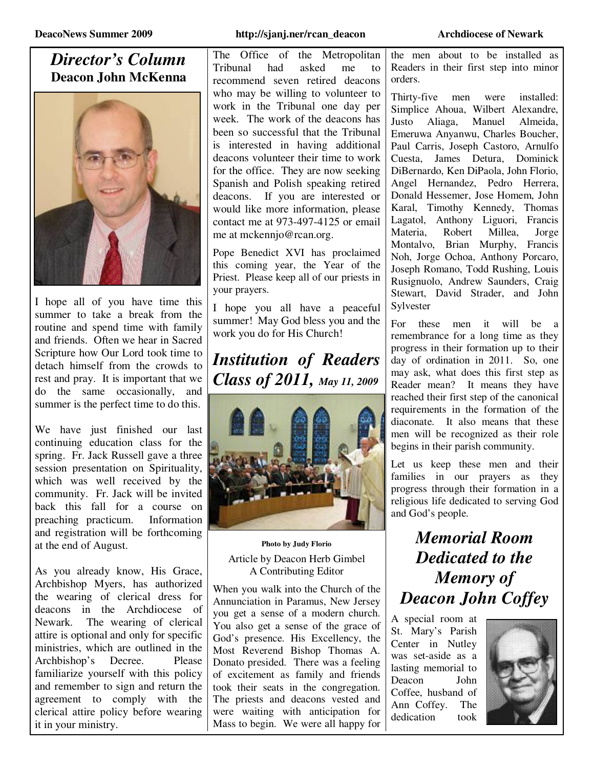## *Director's Column*

**Deacon John McKenna**

I hope all of you have time this summer to take a break from the routine and spend time with family and friends. Often we hear in Sacred Scripture how Our Lord took time to detach himself from the crowds to rest and pray. It is important that we do the same occasionally, and summer is the perfect time to do this.

We have just finished our last continuing education class for the spring. Fr. Jack Russell gave a three session presentation on Spirituality, which was well received by the community. Fr. Jack will be invited back this fall for a course on preaching practicum. Information and registration will be forthcoming at the end of August.

As you already know, His Grace, Archbishop Myers, has authorized the wearing of clerical dress for deacons in the Archdiocese of Newark. The wearing of clerical attire is optional and only for specific ministries, which are outlined in the Archbishop's Decree. Please familiarize yourself with this policy and remember to sign and return the agreement to comply with the clerical attire policy before wearing it in your ministry.

The Office of the Metropolitan Tribunal had asked me to recommend seven retired deacons who may be willing to volunteer to work in the Tribunal one day per week. The work of the deacons has been so successful that the Tribunal is interested in having additional deacons volunteer their time to work for the office. They are now seeking Spanish and Polish speaking retired deacons. If you are interested or would like more information, please contact me at 973-497-4125 or email me at mckennjo@rcan.org.

Pope Benedict XVI has proclaimed this coming year, the Year of the Priest. Please keep all of our priests in your prayers.

I hope you all have a peaceful summer! May God bless you and the work you do for His Church!

## *Institution of Readers Class of 2011, May 11, 2009*

**Photo by Judy Florio**

Article by Deacon Herb Gimbel
A Contributing Editor

When you walk into the Church of the Annunciation in Paramus, New Jersey you get a sense of a modern church. You also get a sense of the grace of God's presence. His Excellency, the Most Reverend Bishop Thomas A. Donato presided. There was a feeling of excitement as family and friends took their seats in the congregation. The priests and deacons vested and were waiting with anticipation for Mass to begin. We were all happy for the men about to be installed as Readers in their first step into minor orders.

Thirty-five men were installed: Simplice Ahoua, Wilbert Alexandre, Justo Aliaga, Manuel Almeida, Emeruwa Anyanwu, Charles Boucher, Paul Carris, Joseph Castoro, Arnulfo Cuesta, James Detura, Dominick DiBernardo, Ken DiPaola, John Florio, Angel Hernandez, Pedro Herrera, Donald Hessemer, Jose Homem, John Karal, Timothy Kennedy, Thomas Lagatol, Anthony Liguori, Francis Materia, Robert Millea, Jorge Montalvo, Brian Murphy, Francis Noh, Jorge Ochoa, Anthony Porcaro, Joseph Romano, Todd Rushing, Louis Rusignuolo, Andrew Saunders, Craig Stewart, David Strader, and John Sylvester

For these men it will be a remembrance for a long time as they progress in their formation up to their day of ordination in 2011. So, one may ask, what does this first step as Reader mean? It means they have reached their first step of the canonical requirements in the formation of the diaconate. It also means that these men will be recognized as their role begins in their parish community.

Let us keep these men and their families in our prayers as they progress through their formation in a religious life dedicated to serving God and God's people.

## *Memorial Room Dedicated to the Memory of Deacon John Coffey*

A special room at St. Mary's Parish Center in Nutley was set-aside as a lasting memorial to Deacon John Coffee, husband of Ann Coffey. The dedication took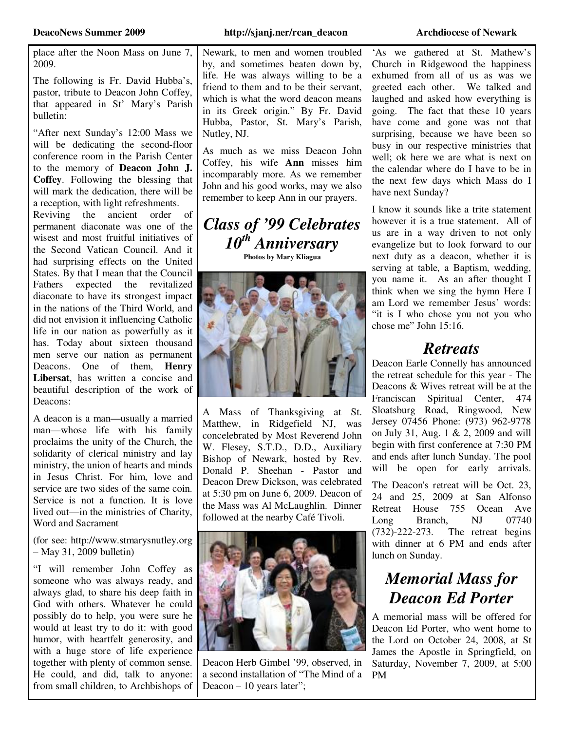place after the Noon Mass on June 7, 2009.

The following is Fr. David Hubba's, pastor, tribute to Deacon John Coffey, that appeared in St' Mary's Parish bulletin:

"After next Sunday's 12:00 Mass we will be dedicating the second-floor conference room in the Parish Center to the memory of **Deacon John J. Coffey**. Following the blessing that will mark the dedication, there will be a reception, with light refreshments.

Reviving the ancient order of permanent diaconate was one of the wisest and most fruitful initiatives of the Second Vatican Council. And it had surprising effects on the United States. By that I mean that the Council Fathers expected the revitalized diaconate to have its strongest impact in the nations of the Third World, and did not envision it influencing Catholic life in our nation as powerfully as it has. Today about sixteen thousand men serve our nation as permanent Deacons. One of them, **Henry Libersat**, has written a concise and beautiful description of the work of Deacons:

A deacon is a man—usually a married man—whose life with his family proclaims the unity of the Church, the solidarity of clerical ministry and lay ministry, the union of hearts and minds in Jesus Christ. For him, love and service are two sides of the same coin. Service is not a function. It is love lived out—in the ministries of Charity, Word and Sacrament

(for see: http://www.stmarysnutley.org – May 31, 2009 bulletin)

"I will remember John Coffey as someone who was always ready, and always glad, to share his deep faith in God with others. Whatever he could possibly do to help, you were sure he would at least try to do it: with good humor, with heartfelt generosity, and with a huge store of life experience together with plenty of common sense. He could, and did, talk to anyone: from small children, to Archbishops of Newark, to men and women troubled by, and sometimes beaten down by, life. He was always willing to be a friend to them and to be their servant, which is what the word deacon means in its Greek origin." By Fr. David Hubba, Pastor, St. Mary's Parish, Nutley, NJ.

As much as we miss Deacon John Coffey, his wife **Ann** misses him incomparably more. As we remember John and his good works, may we also remember to keep Ann in our prayers.

# *Class of '99 Celebrates 10th Anniversary*

**Photos by Mary Kliagua**

A Mass of Thanksgiving at St. Matthew, in Ridgefield NJ, was concelebrated by Most Reverend John W. Flesey, S.T.D., D.D., Auxiliary Bishop of Newark, hosted by Rev. Donald P. Sheehan - Pastor and Deacon Drew Dickson, was celebrated at 5:30 pm on June 6, 2009. Deacon of the Mass was Al McLaughlin. Dinner followed at the nearby Café Tivoli.

Deacon Herb Gimbel '99, observed, in a second installation of "The Mind of a Deacon – 10 years later";

'As we gathered at St. Mathew's Church in Ridgewood the happiness exhumed from all of us as was we greeted each other. We talked and laughed and asked how everything is going. The fact that these 10 years have come and gone was not that surprising, because we have been so busy in our respective ministries that well; ok here we are what is next on the calendar where do I have to be in the next few days which Mass do I have next Sunday?

I know it sounds like a trite statement however it is a true statement. All of us are in a way driven to not only evangelize but to look forward to our next duty as a deacon, whether it is serving at table, a Baptism, wedding, you name it. As an after thought I think when we sing the hymn Here I am Lord we remember Jesus' words: "it is I who chose you not you who chose me" John 15:16.

# *Retreats*

Deacon Earle Connelly has announced the retreat schedule for this year - The Deacons & Wives retreat will be at the Franciscan Spiritual Center, 474 Sloatsburg Road, Ringwood, New Jersey 07456 Phone: (973) 962-9778 on July 31, Aug. 1 & 2, 2009 and will begin with first conference at 7:30 PM and ends after lunch Sunday. The pool will be open for early arrivals.

The Deacon's retreat will be Oct. 23, 24 and 25, 2009 at San Alfonso Retreat House 755 Ocean Ave Long Branch, NJ 07740 (732)-222-273. The retreat begins with dinner at 6 PM and ends after lunch on Sunday.

# *Memorial Mass for Deacon Ed Porter*

A memorial mass will be offered for Deacon Ed Porter, who went home to the Lord on October 24, 2008, at St James the Apostle in Springfield, on Saturday, November 7, 2009, at 5:00 PM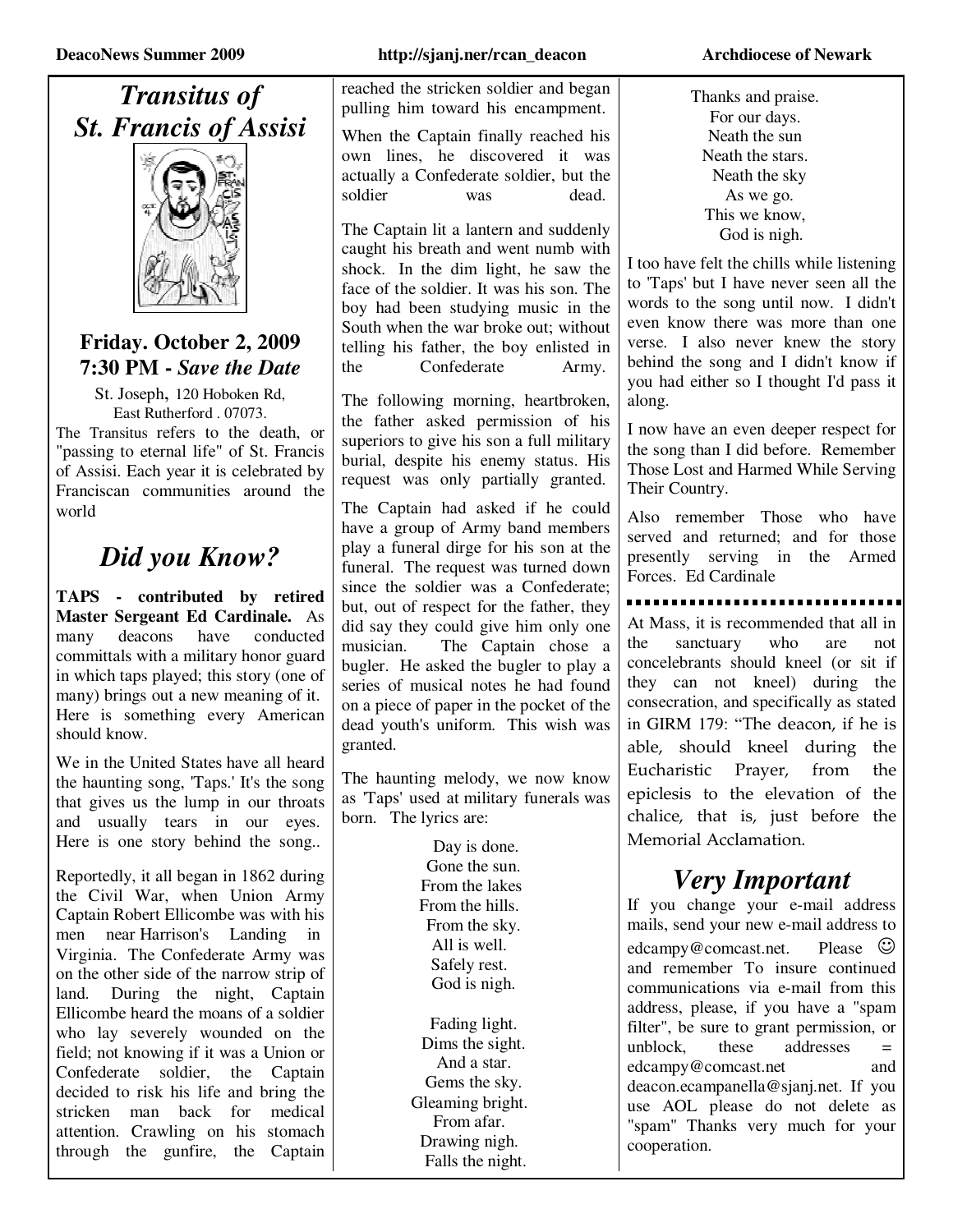## *Transitus of St. Francis of Assisi*

**Friday. October 2, 2009**
**7:30 PM - *Save the Date***

St. Joseph, 120 Hoboken Rd,
East Rutherford . 07073.

The Transitus refers to the death, or "passing to eternal life" of St. Francis of Assisi. Each year it is celebrated by Franciscan communities around the world

## *Did you Know?*

**TAPS - contributed by retired Master Sergeant Ed Cardinale.** As many deacons have conducted committals with a military honor guard in which taps played; this story (one of many) brings out a new meaning of it. Here is something every American should know.

We in the United States have all heard the haunting song, 'Taps.' It's the song that gives us the lump in our throats and usually tears in our eyes. Here is one story behind the song..

Reportedly, it all began in 1862 during the Civil War, when Union Army Captain Robert Ellicombe was with his men near Harrison's Landing in Virginia. The Confederate Army was on the other side of the narrow strip of land. During the night, Captain Ellicombe heard the moans of a soldier who lay severely wounded on the field; not knowing if it was a Union or Confederate soldier, the Captain decided to risk his life and bring the stricken man back for medical attention. Crawling on his stomach through the gunfire, the Captain reached the stricken soldier and began pulling him toward his encampment.

When the Captain finally reached his own lines, he discovered it was actually a Confederate soldier, but the soldier was dead.

The Captain lit a lantern and suddenly caught his breath and went numb with shock. In the dim light, he saw the face of the soldier. It was his son. The boy had been studying music in the South when the war broke out; without telling his father, the boy enlisted in the Confederate Army.

The following morning, heartbroken, the father asked permission of his superiors to give his son a full military burial, despite his enemy status. His request was only partially granted.

The Captain had asked if he could have a group of Army band members play a funeral dirge for his son at the funeral. The request was turned down since the soldier was a Confederate; but, out of respect for the father, they did say they could give him only one musician. The Captain chose a bugler. He asked the bugler to play a series of musical notes he had found on a piece of paper in the pocket of the dead youth's uniform. This wish was granted.

The haunting melody, we now know as 'Taps' used at military funerals was born. The lyrics are:

Day is done.
Gone the sun.
From the lakes
From the hills.
From the sky.
All is well.
Safely rest.
God is nigh.

Fading light.
Dims the sight.
And a star.
Gems the sky.
Gleaming bright.
From afar.
Drawing nigh.
Falls the night.

Thanks and praise.
For our days.
Neath the sun
Neath the stars.
Neath the sky
As we go.
This we know,
God is nigh.

I too have felt the chills while listening to 'Taps' but I have never seen all the words to the song until now. I didn't even know there was more than one verse. I also never knew the story behind the song and I didn't know if you had either so I thought I'd pass it along.

I now have an even deeper respect for the song than I did before. Remember Those Lost and Harmed While Serving Their Country.

Also remember Those who have served and returned; and for those presently serving in the Armed Forces. Ed Cardinale

---

At Mass, it is recommended that all in the sanctuary who are not concelebrants should kneel (or sit if they can not kneel) during the consecration, and specifically as stated in GIRM 179: "The deacon, if he is able, should kneel during the Eucharistic Prayer, from the epiclesis to the elevation of the chalice, that is, just before the Memorial Acclamation.

## *Very Important*

If you change your e-mail address mails, send your new e-mail address to edcampy@comcast.net. Please ☺ and remember To insure continued communications via e-mail from this address, please, if you have a "spam filter", be sure to grant permission, or unblock, these addresses = edcampy@comcast.net and deacon.ecampanella@sjanj.net. If you use AOL please do not delete as "spam" Thanks very much for your cooperation.